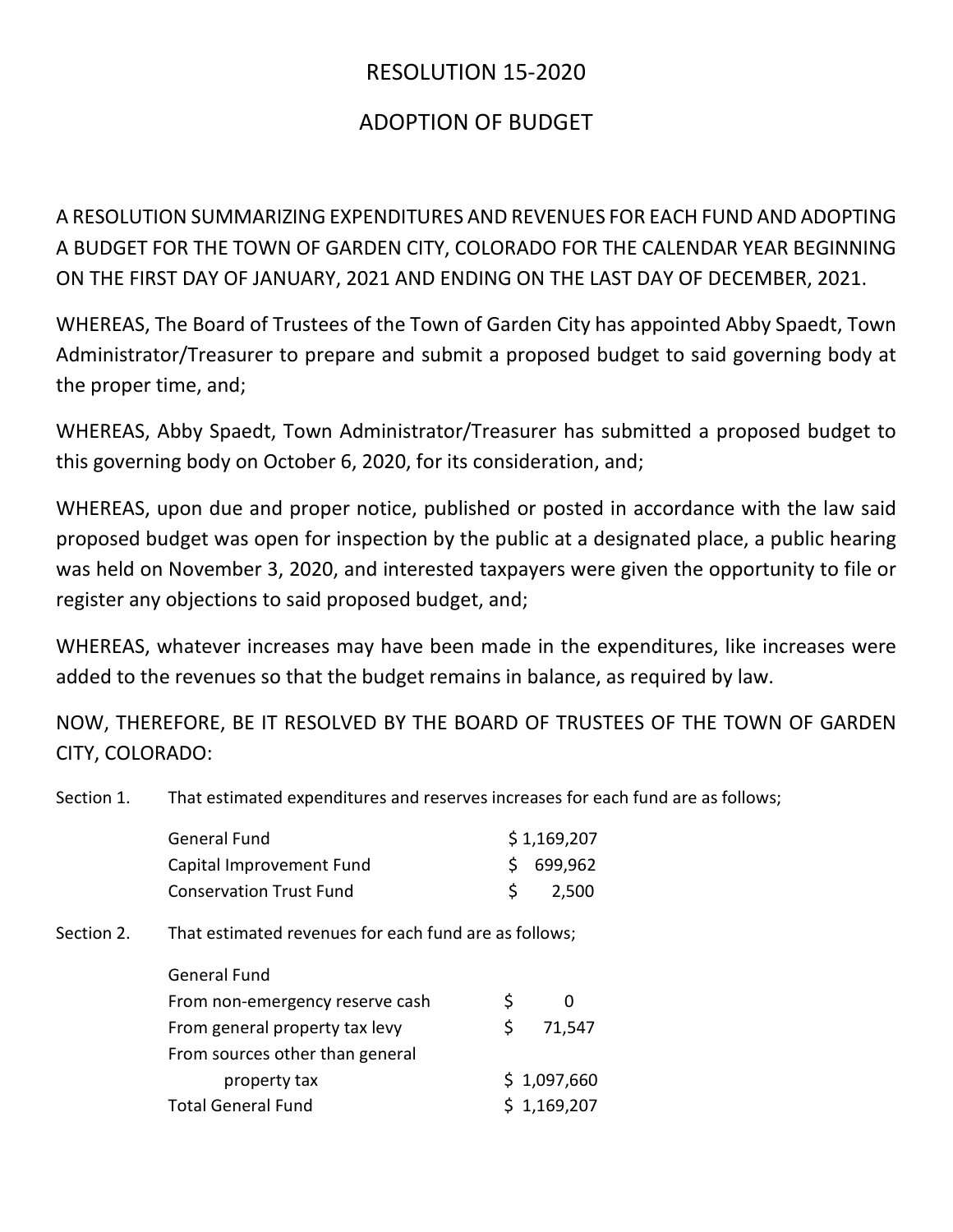# RESOLUTION 15-2020

## ADOPTION OF BUDGET

A RESOLUTION SUMMARIZING EXPENDITURES AND REVENUES FOR EACH FUND AND ADOPTING A BUDGET FOR THE TOWN OF GARDEN CITY, COLORADO FOR THE CALENDAR YEAR BEGINNING ON THE FIRST DAY OF JANUARY, 2021 AND ENDING ON THE LAST DAY OF DECEMBER, 2021.

WHEREAS, The Board of Trustees of the Town of Garden City has appointed Abby Spaedt, Town Administrator/Treasurer to prepare and submit a proposed budget to said governing body at the proper time, and;

WHEREAS, Abby Spaedt, Town Administrator/Treasurer has submitted a proposed budget to this governing body on October 6, 2020, for its consideration, and;

WHEREAS, upon due and proper notice, published or posted in accordance with the law said proposed budget was open for inspection by the public at a designated place, a public hearing was held on November 3, 2020, and interested taxpayers were given the opportunity to file or register any objections to said proposed budget, and;

WHEREAS, whatever increases may have been made in the expenditures, like increases were added to the revenues so that the budget remains in balance, as required by law.

NOW, THEREFORE, BE IT RESOLVED BY THE BOARD OF TRUSTEES OF THE TOWN OF GARDEN CITY, COLORADO:

Section 1. That estimated expenditures and reserves increases for each fund are as follows;

| | |
|---|---|
| General Fund | $ 1,169,207 |
| Capital Improvement Fund | $ 699,962 |
| Conservation Trust Fund | $ 2,500 |

Section 2. That estimated revenues for each fund are as follows;

| | |
|---|---|
| General Fund | |
| From non-emergency reserve cash | $ 0 |
| From general property tax levy | $ 71,547 |
| From sources other than general property tax | $ 1,097,660 |
| Total General Fund | $ 1,169,207 |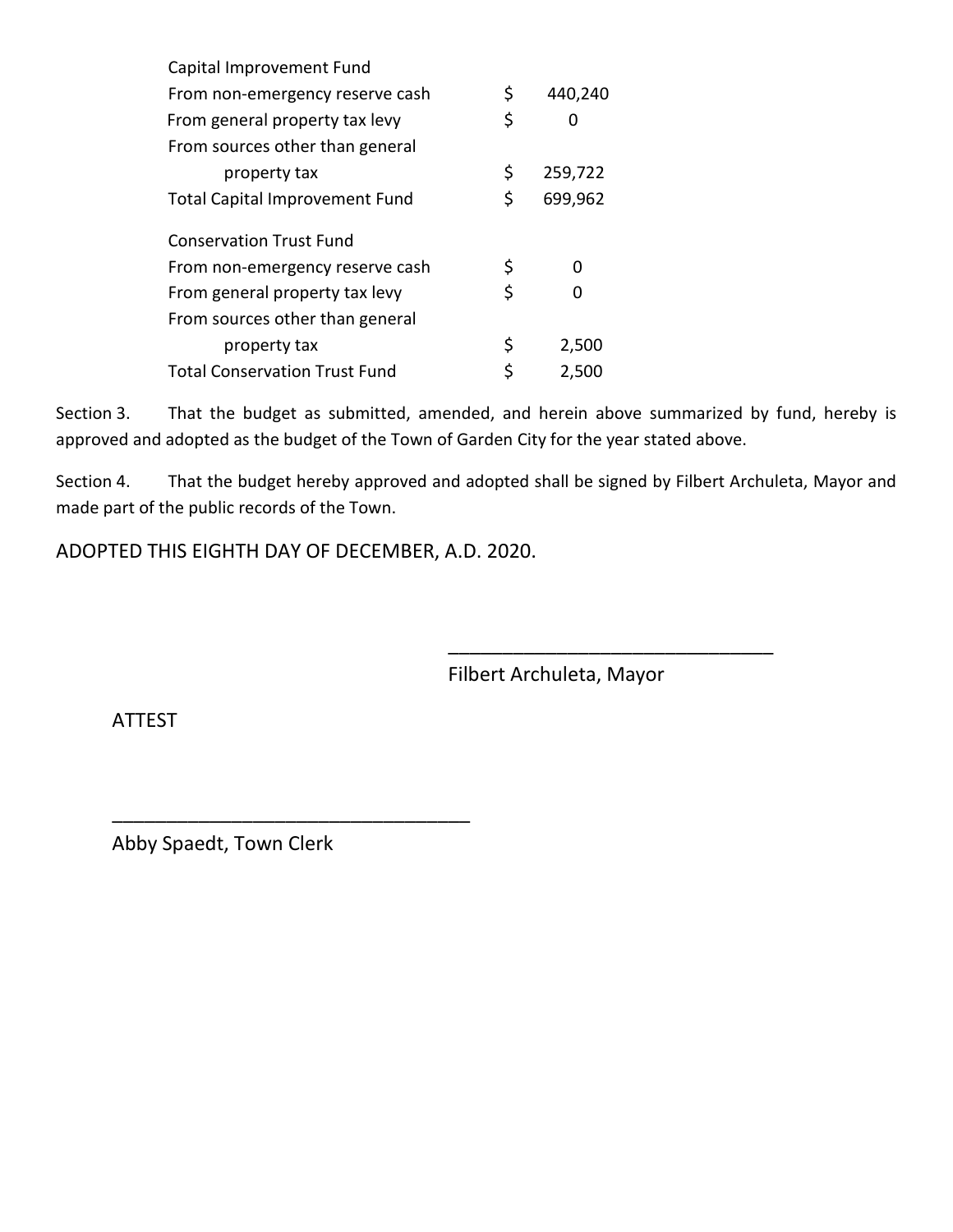| | | |
|---|---|---|
| **Capital Improvement Fund** | | |
| From non-emergency reserve cash | $ | 440,240 |
| From general property tax levy | $ | 0 |
| From sources other than general property tax | $ | 259,722 |
| Total Capital Improvement Fund | $ | 699,962 |
| **Conservation Trust Fund** | | |
| From non-emergency reserve cash | $ | 0 |
| From general property tax levy | $ | 0 |
| From sources other than general property tax | $ | 2,500 |
| Total Conservation Trust Fund | $ | 2,500 |

Section 3. That the budget as submitted, amended, and herein above summarized by fund, hereby is approved and adopted as the budget of the Town of Garden City for the year stated above.

Section 4. That the budget hereby approved and adopted shall be signed by Filbert Archuleta, Mayor and made part of the public records of the Town.

ADOPTED THIS EIGHTH DAY OF DECEMBER, A.D. 2020.

\_\_\_\_\_\_\_\_\_\_\_\_\_\_\_\_\_\_\_\_\_\_\_\_\_\_\_\_\_\_\_\_

Filbert Archuleta, Mayor

ATTEST

\_\_\_\_\_\_\_\_\_\_\_\_\_\_\_\_\_\_\_\_\_\_\_\_\_\_\_\_\_\_\_\_

Abby Spaedt, Town Clerk